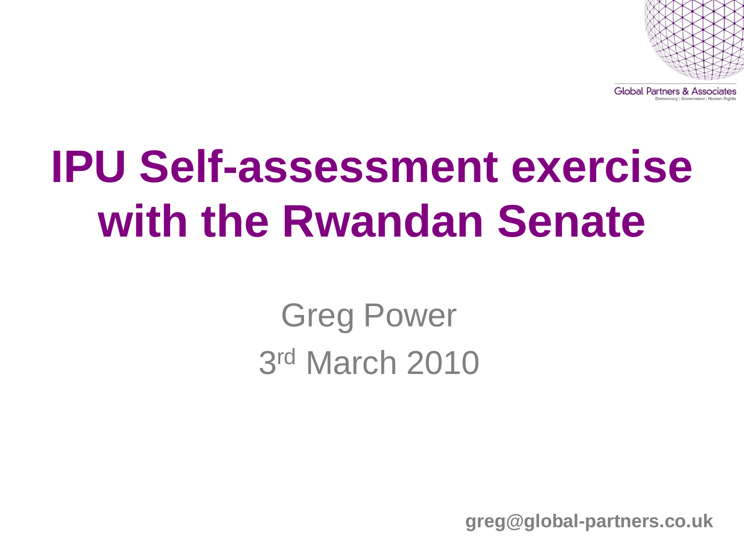Global Partners & Associates
Democracy | Governance | Human Rights

# IPU Self-assessment exercise with the Rwandan Senate

Greg Power

3rd March 2010

**greg@global-partners.co.uk**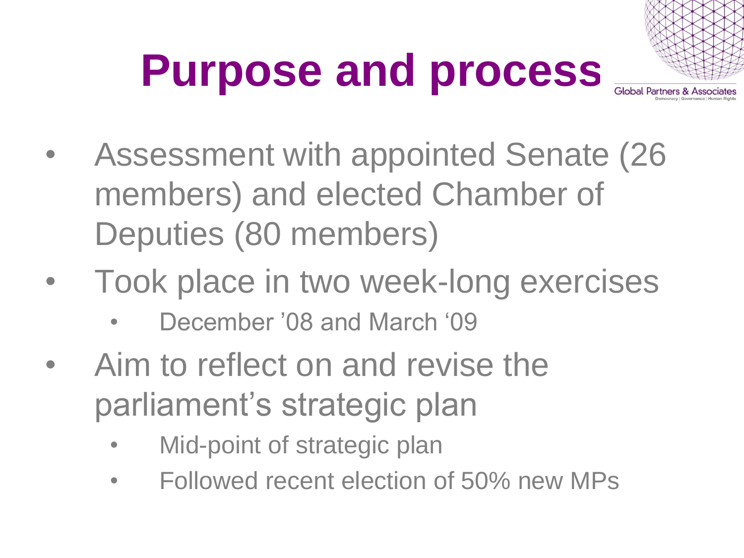# Purpose and process

- Assessment with appointed Senate (26 members) and elected Chamber of Deputies (80 members)
- Took place in two week-long exercises
  - December ’08 and March ‘09
- Aim to reflect on and revise the parliament’s strategic plan
  - Mid-point of strategic plan
  - Followed recent election of 50% new MPs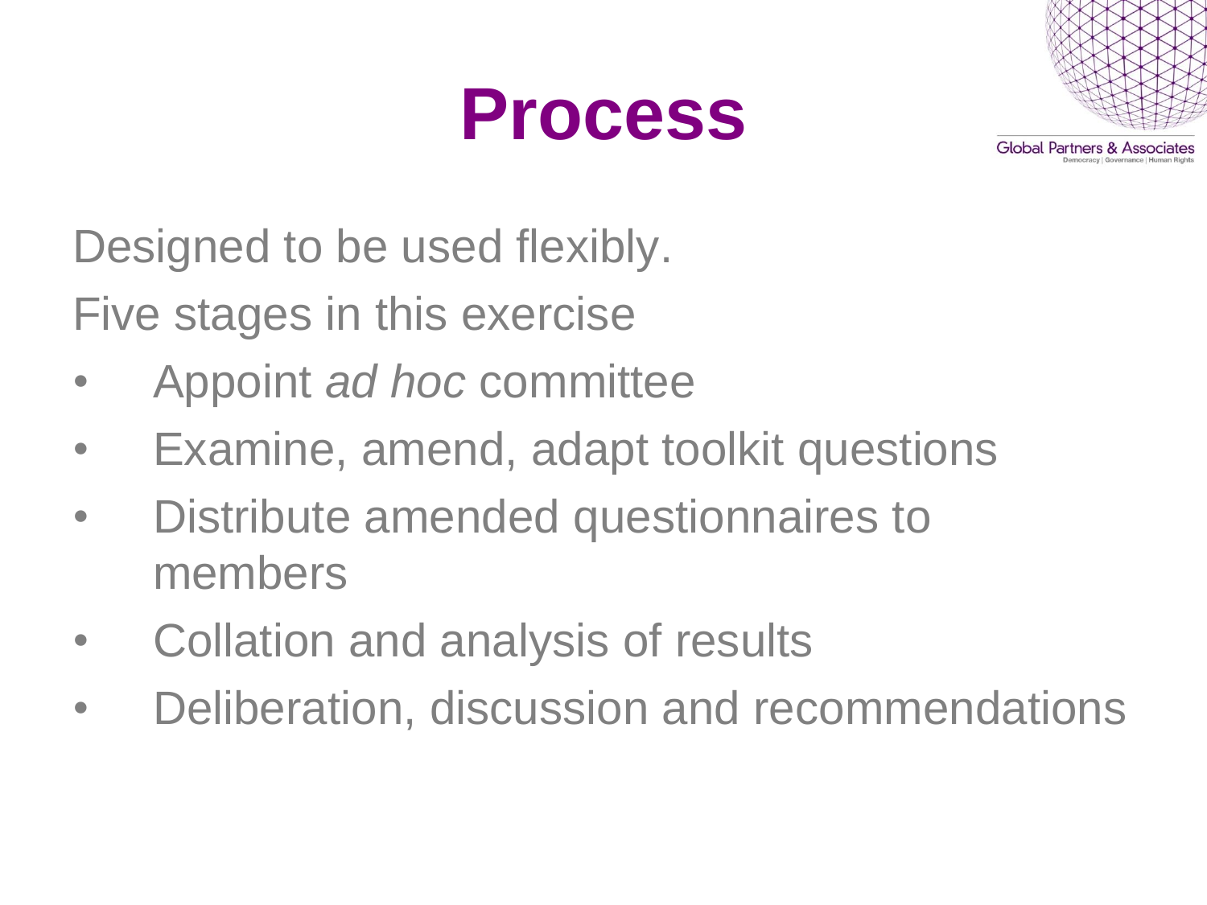# Process

Designed to be used flexibly.

Five stages in this exercise

- Appoint *ad hoc* committee
- Examine, amend, adapt toolkit questions
- Distribute amended questionnaires to members
- Collation and analysis of results
- Deliberation, discussion and recommendations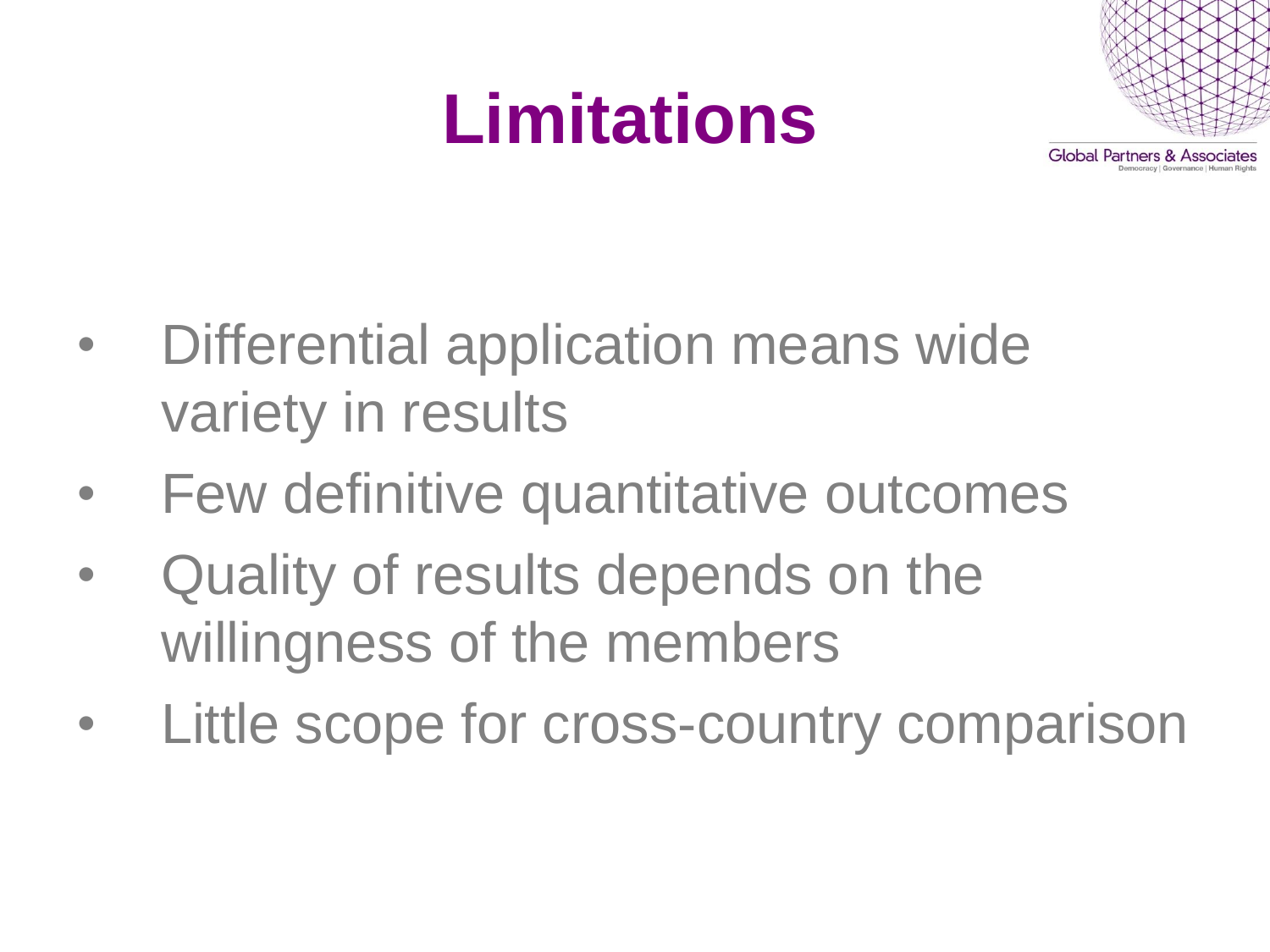# Limitations

- Differential application means wide variety in results
- Few definitive quantitative outcomes
- Quality of results depends on the willingness of the members
- Little scope for cross-country comparison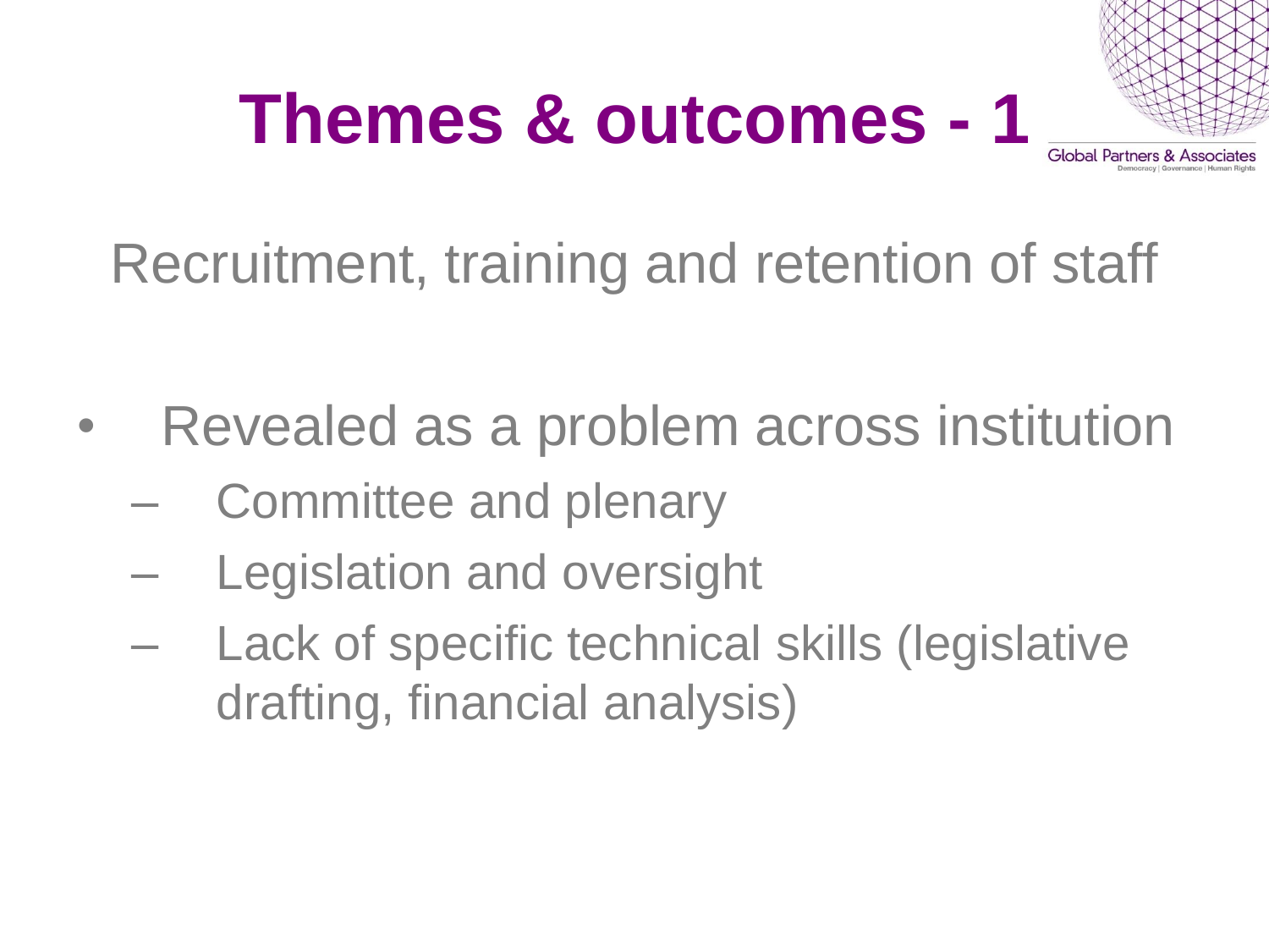# Themes & outcomes - 1

Recruitment, training and retention of staff

- Revealed as a problem across institution
  - Committee and plenary
  - Legislation and oversight
  - Lack of specific technical skills (legislative drafting, financial analysis)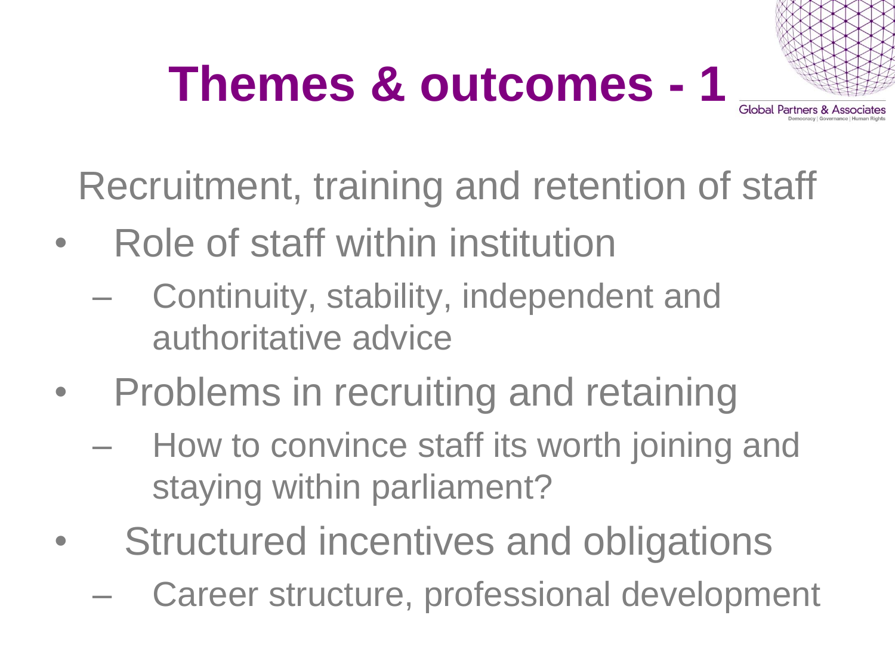# Themes & outcomes - 1

Recruitment, training and retention of staff

- Role of staff within institution
  - Continuity, stability, independent and authoritative advice
- Problems in recruiting and retaining
  - How to convince staff its worth joining and staying within parliament?
- Structured incentives and obligations
  - Career structure, professional development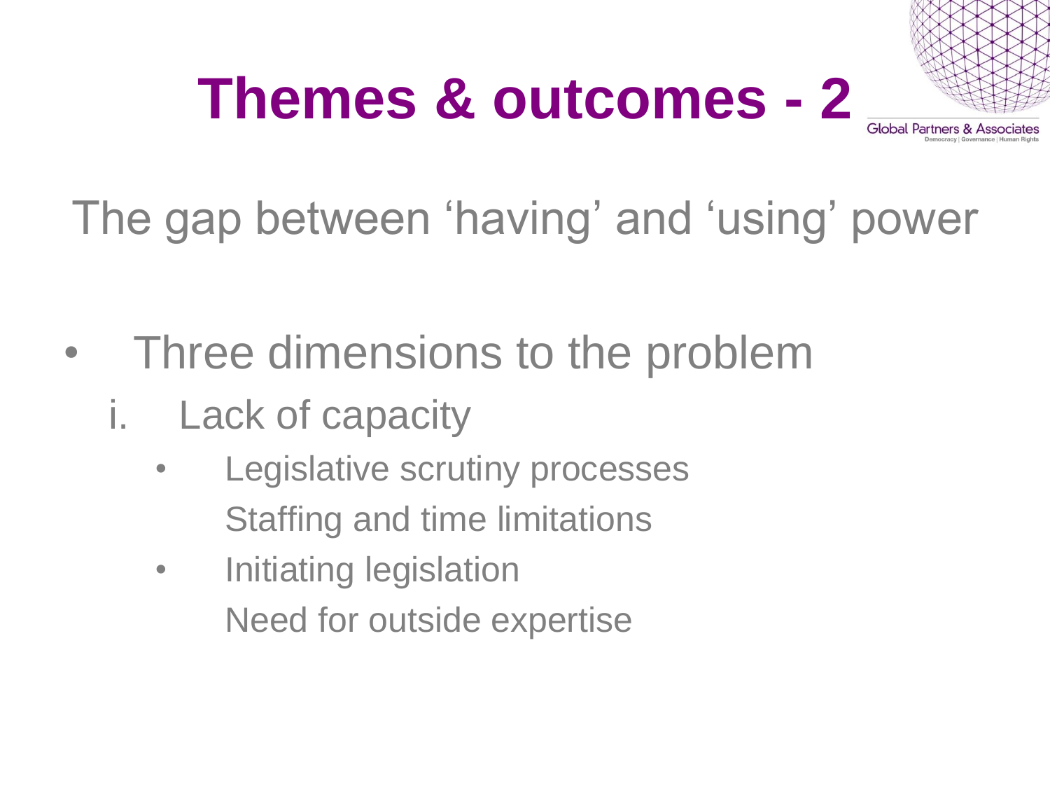# Themes & outcomes - 2

## The gap between 'having' and 'using' power

- Three dimensions to the problem
  1. Lack of capacity
     - Legislative scrutiny processes
       Staffing and time limitations
     - Initiating legislation
       Need for outside expertise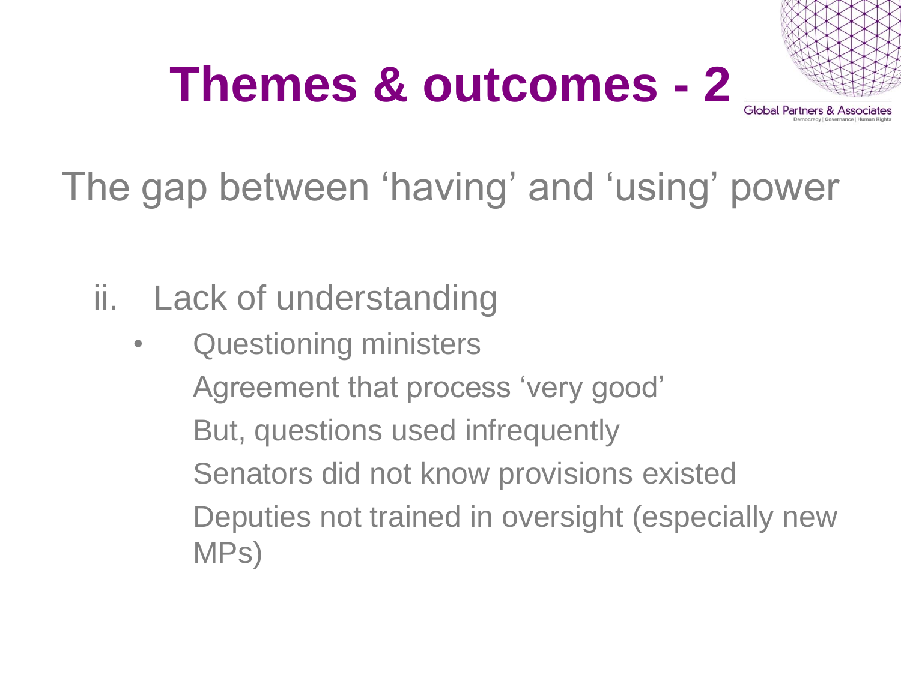# Themes & outcomes - 2

## The gap between 'having' and 'using' power

ii. Lack of understanding

- Questioning ministers

  Agreement that process 'very good'

  But, questions used infrequently

  Senators did not know provisions existed

  Deputies not trained in oversight (especially new MPs)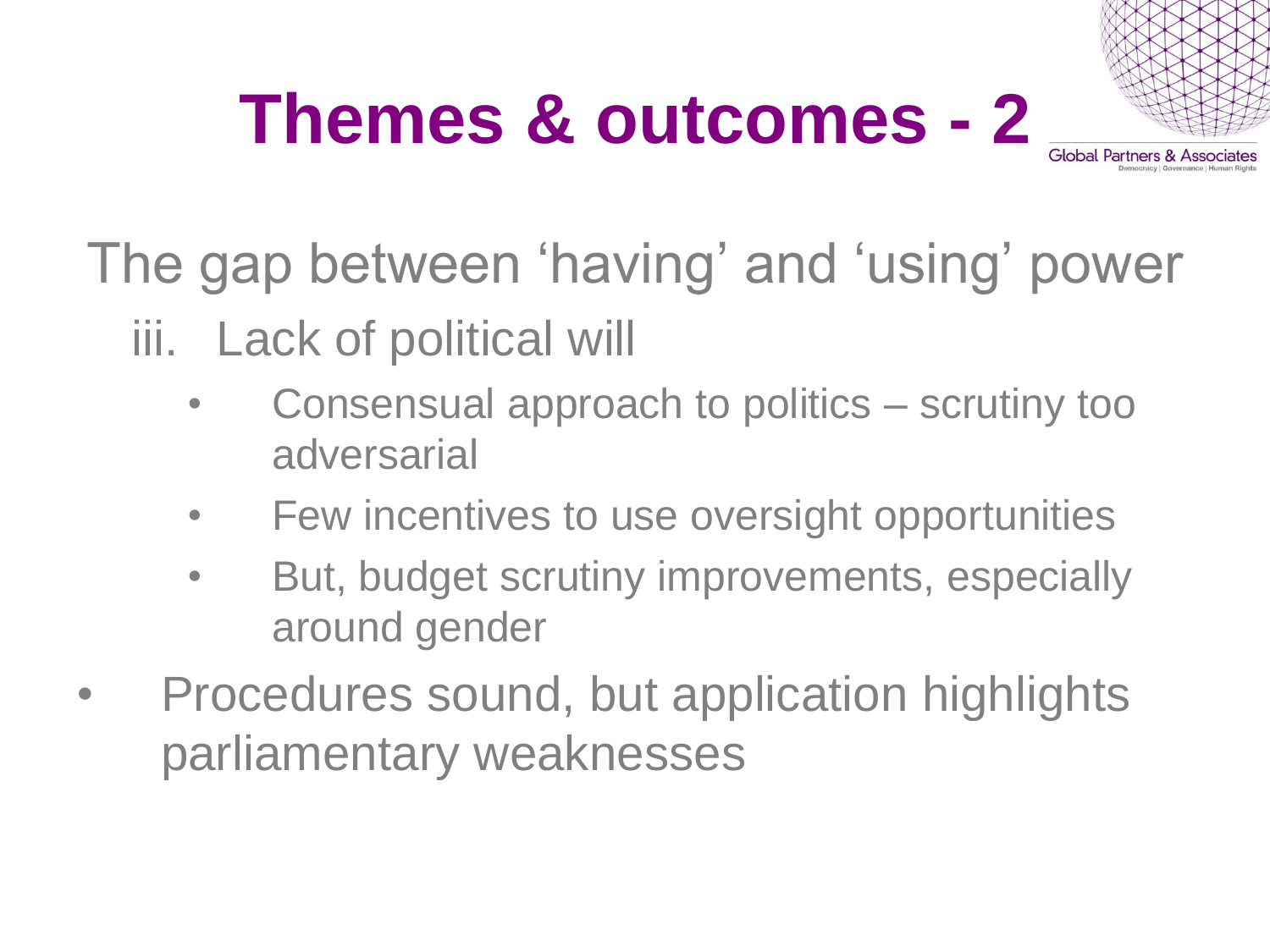# Themes & outcomes - 2

The gap between 'having' and 'using' power

iii. Lack of political will

- Consensual approach to politics – scrutiny too adversarial
- Few incentives to use oversight opportunities
- But, budget scrutiny improvements, especially around gender

- Procedures sound, but application highlights parliamentary weaknesses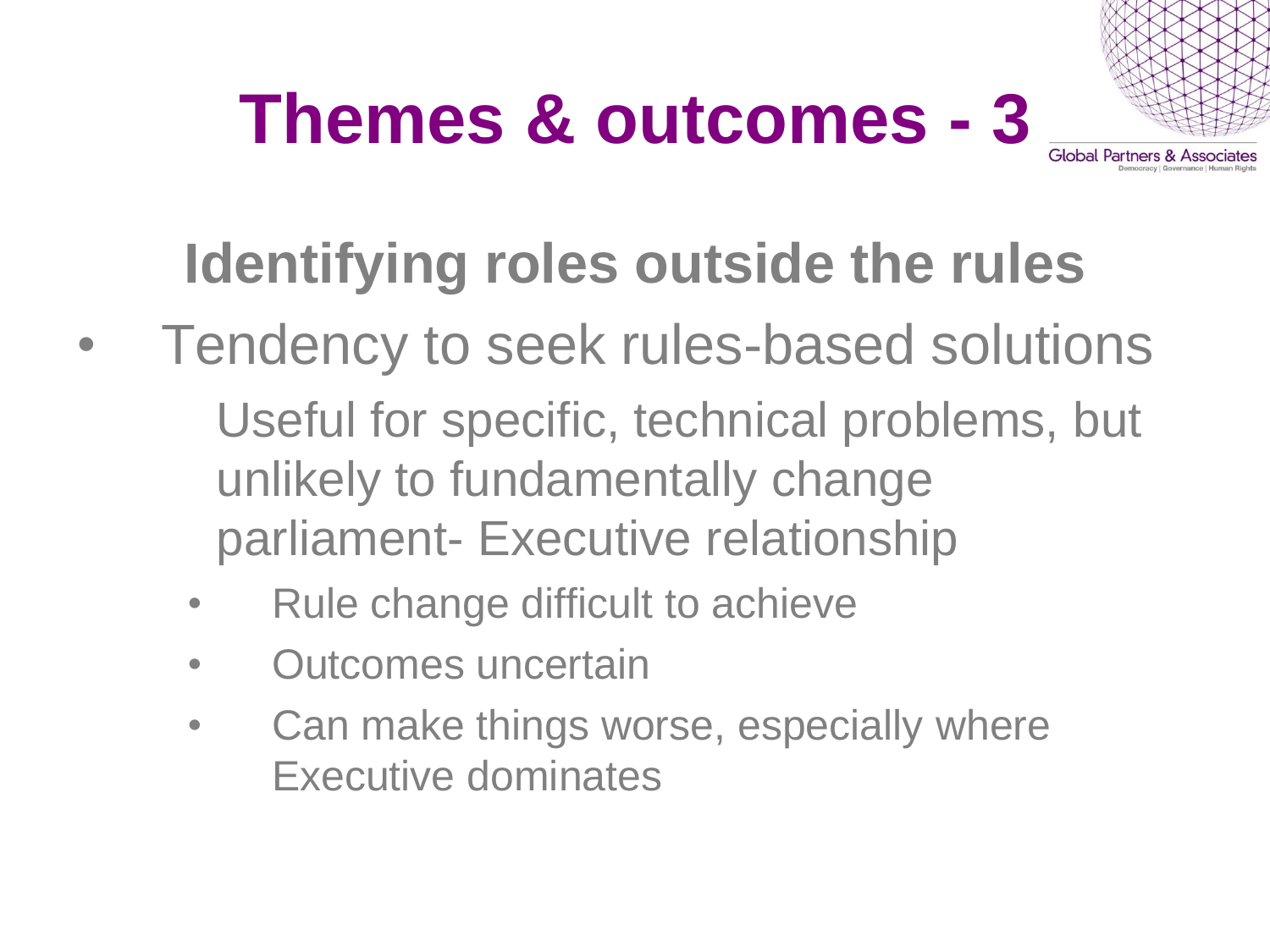# Themes & outcomes - 3

## Identifying roles outside the rules

- Tendency to seek rules-based solutions

  Useful for specific, technical problems, but unlikely to fundamentally change parliament- Executive relationship

  - Rule change difficult to achieve
  - Outcomes uncertain
  - Can make things worse, especially where Executive dominates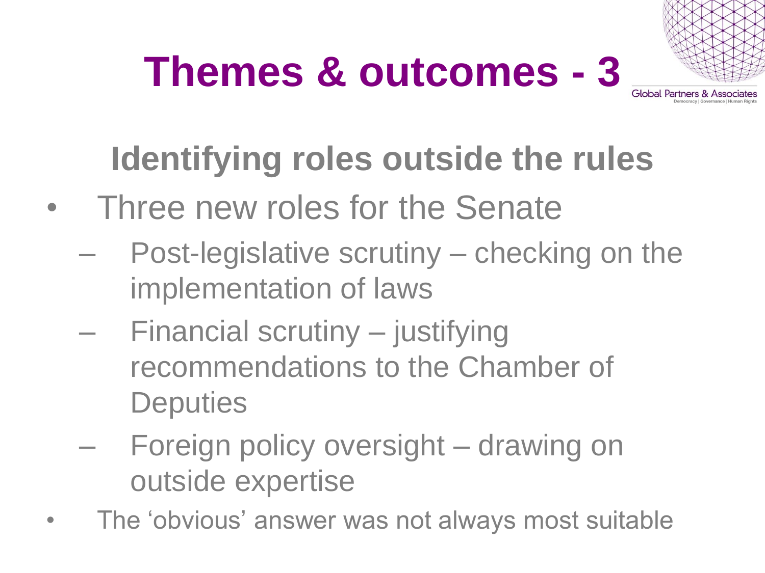# Themes & outcomes - 3

## Identifying roles outside the rules

- Three new roles for the Senate
  - Post-legislative scrutiny – checking on the implementation of laws
  - Financial scrutiny – justifying recommendations to the Chamber of Deputies
  - Foreign policy oversight – drawing on outside expertise
- The ‘obvious’ answer was not always most suitable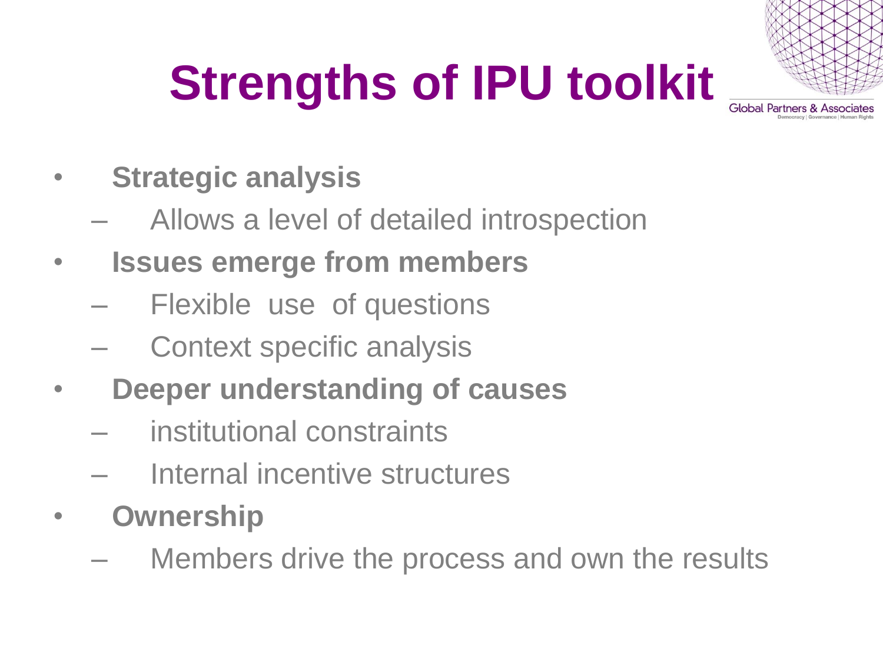# Strengths of IPU toolkit

Global Partners & Associates
Democracy | Governance | Human Rights

- **Strategic analysis**
  - Allows a level of detailed introspection
- **Issues emerge from members**
  - Flexible use of questions
  - Context specific analysis
- **Deeper understanding of causes**
  - institutional constraints
  - Internal incentive structures
- **Ownership**
  - Members drive the process and own the results